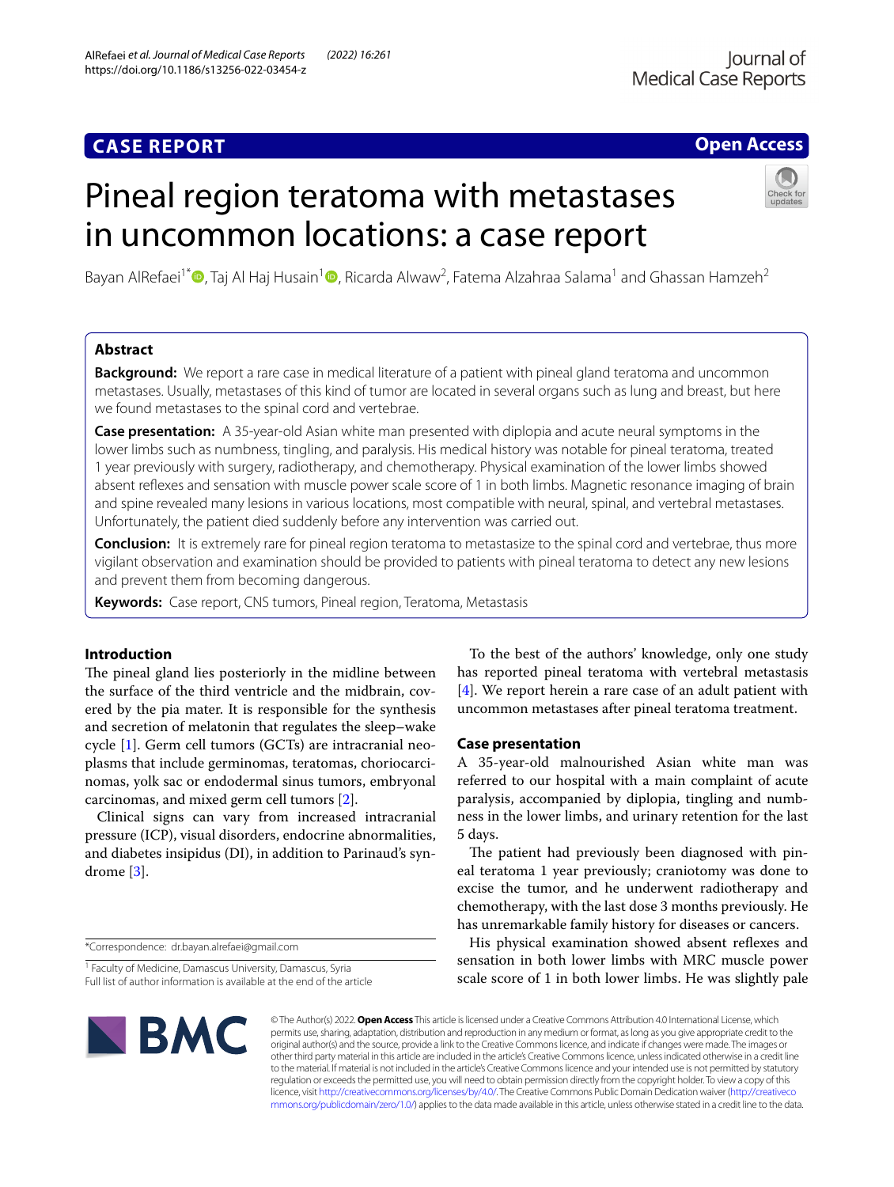CASE REPORT

Open Access

# Pineal region teratoma with metastases in uncommon locations: a case report

Bayan AlRefaei[1*], Taj Al Haj Husain[1], Ricarda Alwaw[2], Fatema Alzahraa Salama[1] and Ghassan Hamzeh[2]

## Abstract

**Background:** We report a rare case in medical literature of a patient with pineal gland teratoma and uncommon metastases. Usually, metastases of this kind of tumor are located in several organs such as lung and breast, but here we found metastases to the spinal cord and vertebrae.

**Case presentation:** A 35-year-old Asian white man presented with diplopia and acute neural symptoms in the lower limbs such as numbness, tingling, and paralysis. His medical history was notable for pineal teratoma, treated 1 year previously with surgery, radiotherapy, and chemotherapy. Physical examination of the lower limbs showed absent reflexes and sensation with muscle power scale score of 1 in both limbs. Magnetic resonance imaging of brain and spine revealed many lesions in various locations, most compatible with neural, spinal, and vertebral metastases. Unfortunately, the patient died suddenly before any intervention was carried out.

**Conclusion:** It is extremely rare for pineal region teratoma to metastasize to the spinal cord and vertebrae, thus more vigilant observation and examination should be provided to patients with pineal teratoma to detect any new lesions and prevent them from becoming dangerous.

**Keywords:** Case report, CNS tumors, Pineal region, Teratoma, Metastasis

## Introduction

The pineal gland lies posteriorly in the midline between the surface of the third ventricle and the midbrain, covered by the pia mater. It is responsible for the synthesis and secretion of melatonin that regulates the sleep–wake cycle [1]. Germ cell tumors (GCTs) are intracranial neoplasms that include germinomas, teratomas, choriocarcinomas, yolk sac or endodermal sinus tumors, embryonal carcinomas, and mixed germ cell tumors [2].

Clinical signs can vary from increased intracranial pressure (ICP), visual disorders, endocrine abnormalities, and diabetes insipidus (DI), in addition to Parinaud's syndrome [3].

To the best of the authors' knowledge, only one study has reported pineal teratoma with vertebral metastasis [4]. We report herein a rare case of an adult patient with uncommon metastases after pineal teratoma treatment.

## Case presentation

A 35-year-old malnourished Asian white man was referred to our hospital with a main complaint of acute paralysis, accompanied by diplopia, tingling and numbness in the lower limbs, and urinary retention for the last 5 days.

The patient had previously been diagnosed with pineal teratoma 1 year previously; craniotomy was done to excise the tumor, and he underwent radiotherapy and chemotherapy, with the last dose 3 months previously. He has unremarkable family history for diseases or cancers.

His physical examination showed absent reflexes and sensation in both lower limbs with MRC muscle power scale score of 1 in both lower limbs. He was slightly pale

*Correspondence: dr.bayan.alrefaei@gmail.com

[1] Faculty of Medicine, Damascus University, Damascus, Syria

Full list of author information is available at the end of the article

© The Author(s) 2022. **Open Access** This article is licensed under a Creative Commons Attribution 4.0 International License, which permits use, sharing, adaptation, distribution and reproduction in any medium or format, as long as you give appropriate credit to the original author(s) and the source, provide a link to the Creative Commons licence, and indicate if changes were made. The images or other third party material in this article are included in the article's Creative Commons licence, unless indicated otherwise in a credit line to the material. If material is not included in the article's Creative Commons licence and your intended use is not permitted by statutory regulation or exceeds the permitted use, you will need to obtain permission directly from the copyright holder. To view a copy of this licence, visit http://creativecommons.org/licenses/by/4.0/. The Creative Commons Public Domain Dedication waiver (http://creativecommons.org/publicdomain/zero/1.0/) applies to the data made available in this article, unless otherwise stated in a credit line to the data.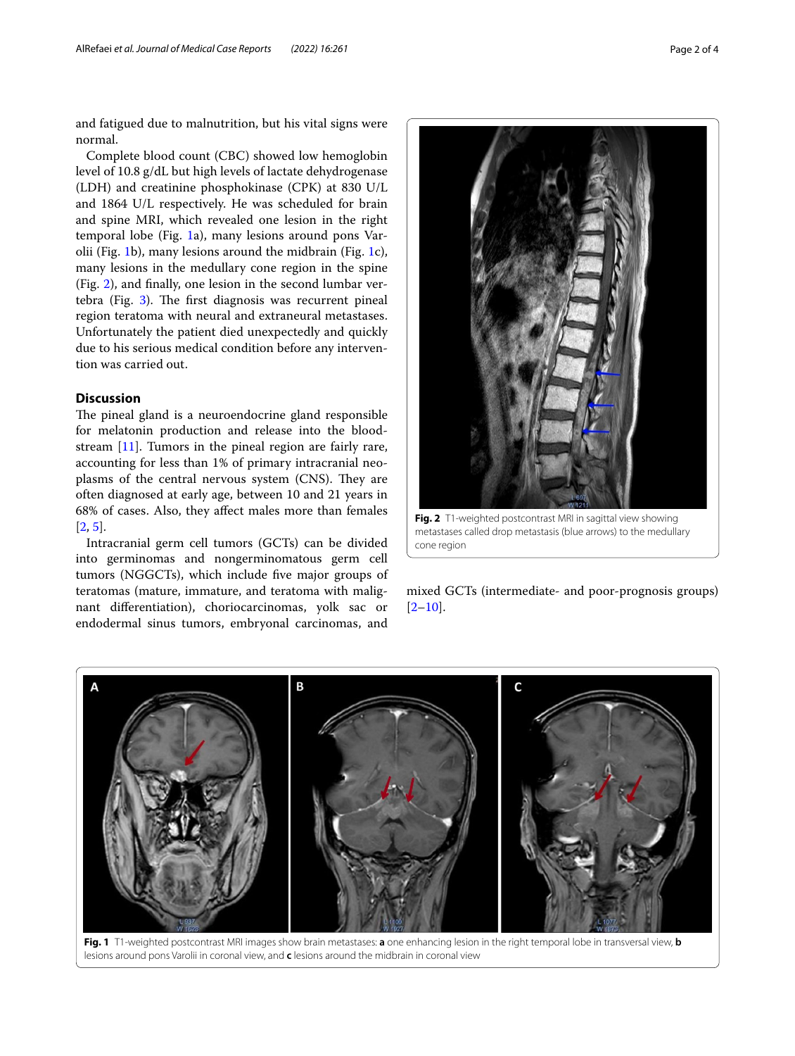and fatigued due to malnutrition, but his vital signs were normal.

Complete blood count (CBC) showed low hemoglobin level of 10.8 g/dL but high levels of lactate dehydrogenase (LDH) and creatinine phosphokinase (CPK) at 830 U/L and 1864 U/L respectively. He was scheduled for brain and spine MRI, which revealed one lesion in the right temporal lobe (Fig. 1a), many lesions around pons Varolii (Fig. 1b), many lesions around the midbrain (Fig. 1c), many lesions in the medullary cone region in the spine (Fig. 2), and finally, one lesion in the second lumbar vertebra (Fig. 3). The first diagnosis was recurrent pineal region teratoma with neural and extraneural metastases. Unfortunately the patient died unexpectedly and quickly due to his serious medical condition before any intervention was carried out.

## Discussion

The pineal gland is a neuroendocrine gland responsible for melatonin production and release into the bloodstream [11]. Tumors in the pineal region are fairly rare, accounting for less than 1% of primary intracranial neoplasms of the central nervous system (CNS). They are often diagnosed at early age, between 10 and 21 years in 68% of cases. Also, they affect males more than females [2, 5].

Intracranial germ cell tumors (GCTs) can be divided into germinomas and nongerminomatous germ cell tumors (NGGCTs), which include five major groups of teratomas (mature, immature, and teratoma with malignant differentiation), choriocarcinomas, yolk sac or endodermal sinus tumors, embryonal carcinomas, and mixed GCTs (intermediate- and poor-prognosis groups) [2–10].

**Fig. 2** T1-weighted postcontrast MRI in sagittal view showing metastases called drop metastasis (blue arrows) to the medullary cone region

**Fig. 1** T1-weighted postcontrast MRI images show brain metastases: **a** one enhancing lesion in the right temporal lobe in transversal view, **b** lesions around pons Varolii in coronal view, and **c** lesions around the midbrain in coronal view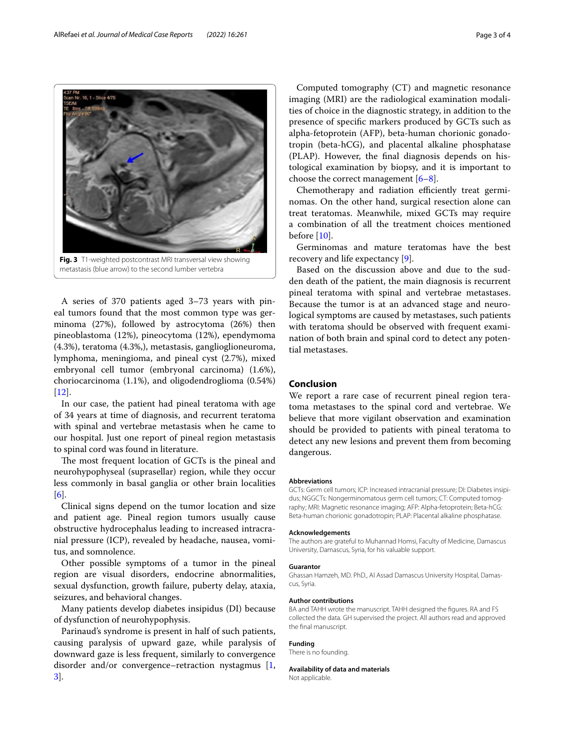Fig. 3 T1-weighted postcontrast MRI transversal view showing metastasis (blue arrow) to the second lumber vertebra

A series of 370 patients aged 3–73 years with pineal tumors found that the most common type was germinoma (27%), followed by astrocytoma (26%) then pineoblastoma (12%), pineocytoma (12%), ependymoma (4.3%), teratoma (4.3%,), metastasis, ganglioglioneuroma, lymphoma, meningioma, and pineal cyst (2.7%), mixed embryonal cell tumor (embryonal carcinoma) (1.6%), choriocarcinoma (1.1%), and oligodendroglioma (0.54%) [12].

In our case, the patient had pineal teratoma with age of 34 years at time of diagnosis, and recurrent teratoma with spinal and vertebrae metastasis when he came to our hospital. Just one report of pineal region metastasis to spinal cord was found in literature.

The most frequent location of GCTs is the pineal and neurohypophyseal (suprasellar) region, while they occur less commonly in basal ganglia or other brain localities [6].

Clinical signs depend on the tumor location and size and patient age. Pineal region tumors usually cause obstructive hydrocephalus leading to increased intracranial pressure (ICP), revealed by headache, nausea, vomitus, and somnolence.

Other possible symptoms of a tumor in the pineal region are visual disorders, endocrine abnormalities, sexual dysfunction, growth failure, puberty delay, ataxia, seizures, and behavioral changes.

Many patients develop diabetes insipidus (DI) because of dysfunction of neurohypophysis.

Parinaud's syndrome is present in half of such patients, causing paralysis of upward gaze, while paralysis of downward gaze is less frequent, similarly to convergence disorder and/or convergence–retraction nystagmus [1, 3].

Computed tomography (CT) and magnetic resonance imaging (MRI) are the radiological examination modalities of choice in the diagnostic strategy, in addition to the presence of specific markers produced by GCTs such as alpha-fetoprotein (AFP), beta-human chorionic gonadotropin (beta-hCG), and placental alkaline phosphatase (PLAP). However, the final diagnosis depends on histological examination by biopsy, and it is important to choose the correct management [6–8].

Chemotherapy and radiation efficiently treat germinomas. On the other hand, surgical resection alone can treat teratomas. Meanwhile, mixed GCTs may require a combination of all the treatment choices mentioned before [10].

Germinomas and mature teratomas have the best recovery and life expectancy [9].

Based on the discussion above and due to the sudden death of the patient, the main diagnosis is recurrent pineal teratoma with spinal and vertebrae metastases. Because the tumor is at an advanced stage and neurological symptoms are caused by metastases, such patients with teratoma should be observed with frequent examination of both brain and spinal cord to detect any potential metastases.

## Conclusion

We report a rare case of recurrent pineal region teratoma metastases to the spinal cord and vertebrae. We believe that more vigilant observation and examination should be provided to patients with pineal teratoma to detect any new lesions and prevent them from becoming dangerous.

### Abbreviations

GCTs: Germ cell tumors; ICP: Increased intracranial pressure; DI: Diabetes insipidus; NGGCTs: Nongerminomatous germ cell tumors; CT: Computed tomography; MRI: Magnetic resonance imaging; AFP: Alpha-fetoprotein; Beta-hCG: Beta-human chorionic gonadotropin; PLAP: Placental alkaline phosphatase.

### Acknowledgements

The authors are grateful to Muhannad Homsi, Faculty of Medicine, Damascus University, Damascus, Syria, for his valuable support.

### Guarantor

Ghassan Hamzeh, MD. PhD., Al Assad Damascus University Hospital, Damascus, Syria.

### Author contributions

BA and TAHH wrote the manuscript. TAHH designed the figures. RA and FS collected the data. GH supervised the project. All authors read and approved the final manuscript.

### Funding

There is no founding.

### Availability of data and materials

Not applicable.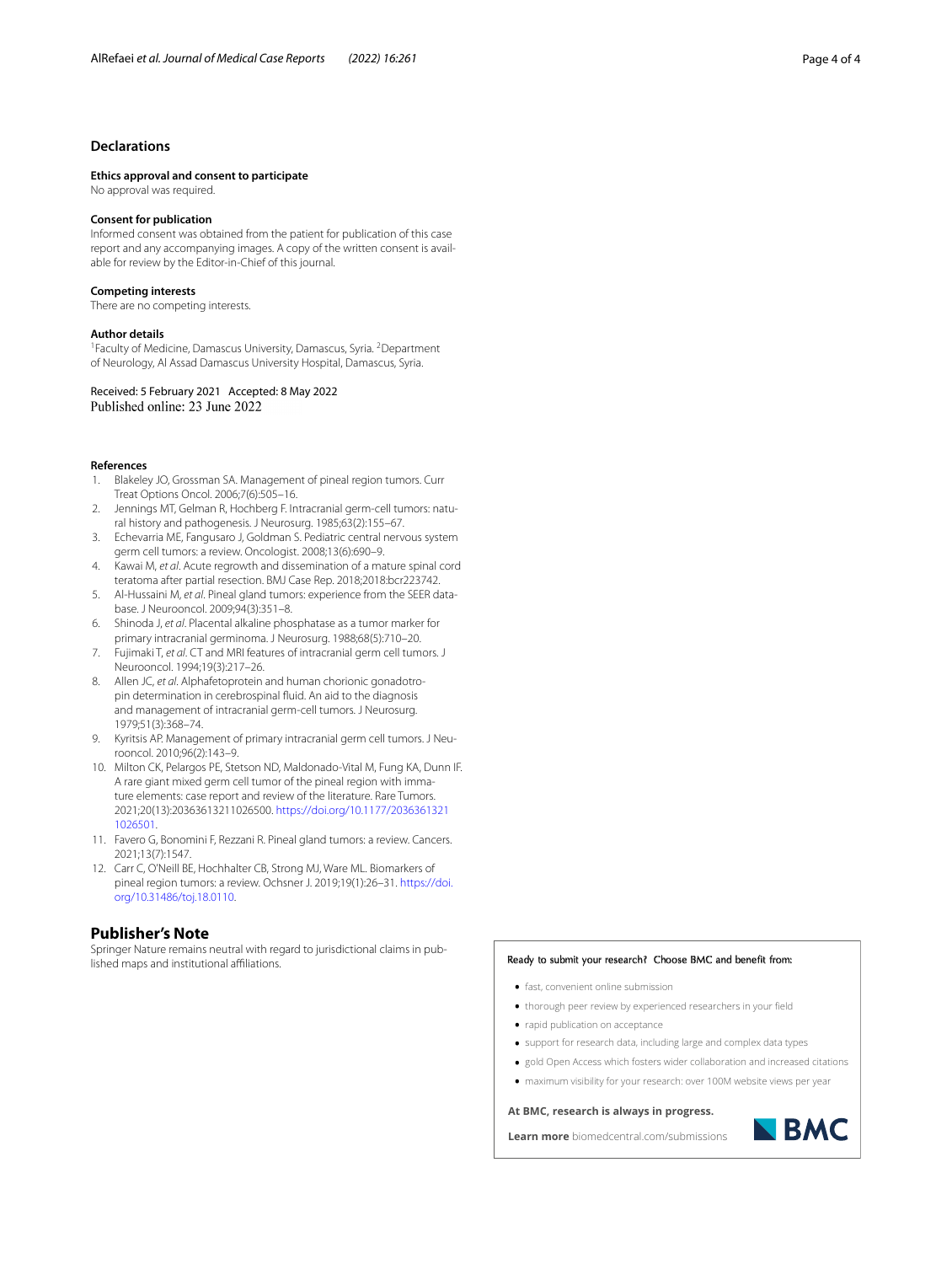## Declarations

### Ethics approval and consent to participate

No approval was required.

### Consent for publication

Informed consent was obtained from the patient for publication of this case report and any accompanying images. A copy of the written consent is available for review by the Editor-in-Chief of this journal.

### Competing interests

There are no competing interests.

### Author details

[1]Faculty of Medicine, Damascus University, Damascus, Syria. [2]Department of Neurology, Al Assad Damascus University Hospital, Damascus, Syria.

Received: 5 February 2021 Accepted: 8 May 2022
Published online: 23 June 2022

### References

1. Blakeley JO, Grossman SA. Management of pineal region tumors. Curr Treat Options Oncol. 2006;7(6):505–16.
2. Jennings MT, Gelman R, Hochberg F. Intracranial germ-cell tumors: natural history and pathogenesis. J Neurosurg. 1985;63(2):155–67.
3. Echevarria ME, Fangusaro J, Goldman S. Pediatric central nervous system germ cell tumors: a review. Oncologist. 2008;13(6):690–9.
4. Kawai M, *et al*. Acute regrowth and dissemination of a mature spinal cord teratoma after partial resection. BMJ Case Rep. 2018;2018:bcr223742.
5. Al-Hussaini M, *et al*. Pineal gland tumors: experience from the SEER database. J Neurooncol. 2009;94(3):351–8.
6. Shinoda J, *et al*. Placental alkaline phosphatase as a tumor marker for primary intracranial germinoma. J Neurosurg. 1988;68(5):710–20.
7. Fujimaki T, *et al*. CT and MRI features of intracranial germ cell tumors. J Neurooncol. 1994;19(3):217–26.
8. Allen JC, *et al*. Alphafetoprotein and human chorionic gonadotropin determination in cerebrospinal fluid. An aid to the diagnosis and management of intracranial germ-cell tumors. J Neurosurg. 1979;51(3):368–74.
9. Kyritsis AP. Management of primary intracranial germ cell tumors. J Neurooncol. 2010;96(2):143–9.
10. Milton CK, Pelargos PE, Stetson ND, Maldonado-Vital M, Fung KA, Dunn IF. A rare giant mixed germ cell tumor of the pineal region with immature elements: case report and review of the literature. Rare Tumors. 2021;20(13):20363613211026500. https://doi.org/10.1177/20363613211026501.
11. Favero G, Bonomini F, Rezzani R. Pineal gland tumors: a review. Cancers. 2021;13(7):1547.
12. Carr C, O'Neill BE, Hochhalter CB, Strong MJ, Ware ML. Biomarkers of pineal region tumors: a review. Ochsner J. 2019;19(1):26–31. https://doi.org/10.31486/toj.18.0110.

## Publisher's Note

Springer Nature remains neutral with regard to jurisdictional claims in published maps and institutional affiliations.

Ready to submit your research? Choose BMC and benefit from:

- fast, convenient online submission
- thorough peer review by experienced researchers in your field
- rapid publication on acceptance
- support for research data, including large and complex data types
- gold Open Access which fosters wider collaboration and increased citations
- maximum visibility for your research: over 100M website views per year

**At BMC, research is always in progress.**

**Learn more** biomedcentral.com/submissions

BMC